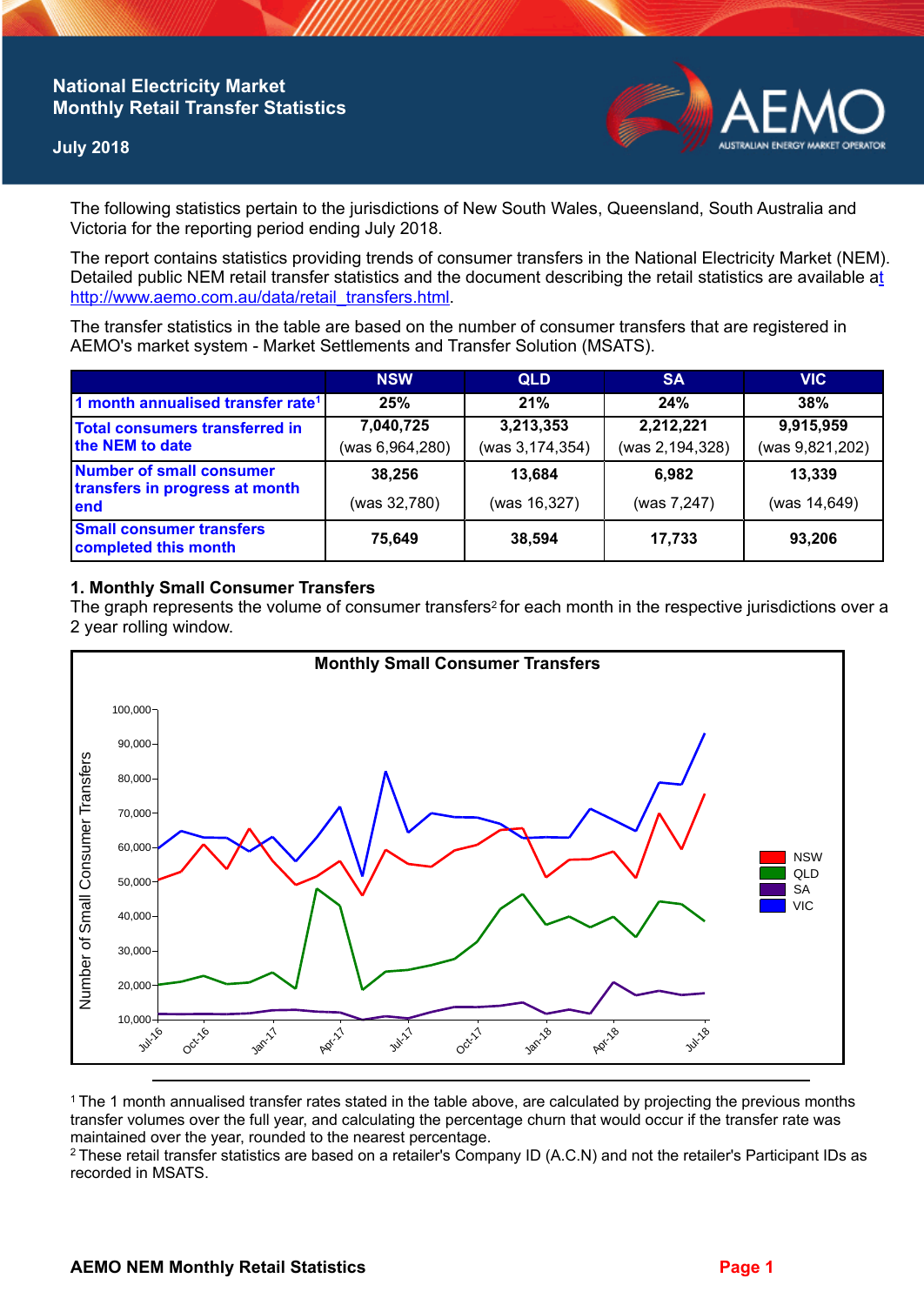# National Electricity Market Monthly Retail Transfer Statistics

**July 2018**

The following statistics pertain to the jurisdictions of New South Wales, Queensland, South Australia and Victoria for the reporting period ending July 2018.

The report contains statistics providing trends of consumer transfers in the National Electricity Market (NEM). Detailed public NEM retail transfer statistics and the document describing the retail statistics are available at http://www.aemo.com.au/data/retail_transfers.html.

The transfer statistics in the table are based on the number of consumer transfers that are registered in AEMO's market system - Market Settlements and Transfer Solution (MSATS).

| | NSW | QLD | SA | VIC |
|---|---|---|---|---|
| 1 month annualised transfer rate[1] | 25% | 21% | 24% | 38% |
| Total consumers transferred in the NEM to date | 7,040,725 (was 6,964,280) | 3,213,353 (was 3,174,354) | 2,212,221 (was 2,194,328) | 9,915,959 (was 9,821,202) |
| Number of small consumer transfers in progress at month end | 38,256 (was 32,780) | 13,684 (was 16,327) | 6,982 (was 7,247) | 13,339 (was 14,649) |
| Small consumer transfers completed this month | 75,649 | 38,594 | 17,733 | 93,206 |

## 1. Monthly Small Consumer Transfers

The graph represents the volume of consumer transfers[2] for each month in the respective jurisdictions over a 2 year rolling window.

Monthly Small Consumer Transfers

Number of Small Consumer Transfers

100,000
90,000
80,000
70,000
60,000
50,000
40,000
30,000
20,000
10,000

Jul-16
Oct-16
Jan-17
Apr-17
Jul-17
Oct-17
Jan-18
Apr-18
Jul-18

NSW
QLD
SA
VIC

[1] The 1 month annualised transfer rates stated in the table above, are calculated by projecting the previous months transfer volumes over the full year, and calculating the percentage churn that would occur if the transfer rate was maintained over the year, rounded to the nearest percentage.

[2] These retail transfer statistics are based on a retailer's Company ID (A.C.N) and not the retailer's Participant IDs as recorded in MSATS.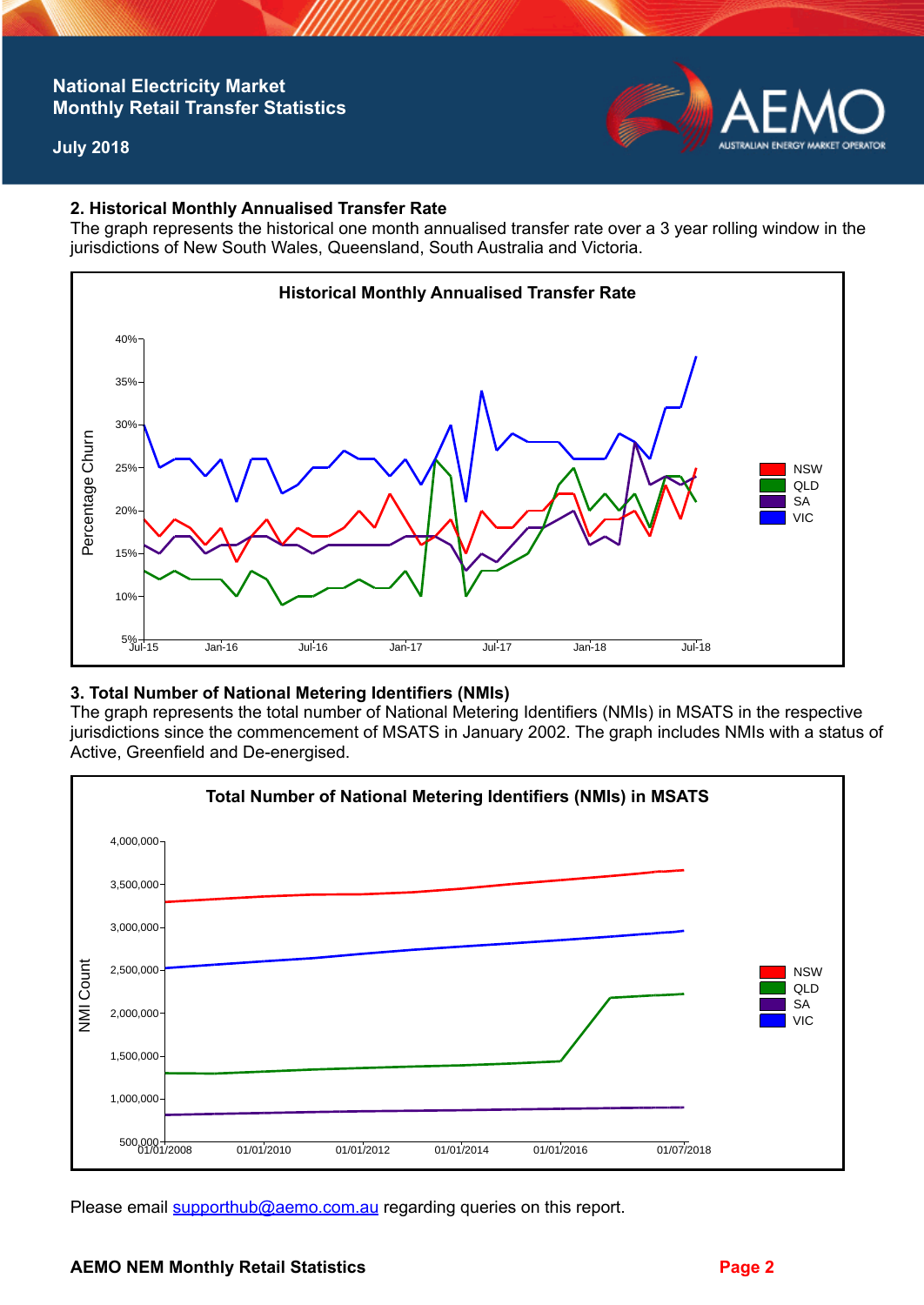National Electricity Market
Monthly Retail Transfer Statistics

July 2018

## 2. Historical Monthly Annualised Transfer Rate

The graph represents the historical one month annualised transfer rate over a 3 year rolling window in the jurisdictions of New South Wales, Queensland, South Australia and Victoria.

Historical Monthly Annualised Transfer Rate

Percentage Churn

40%
35%
30%
25%
20%
15%
10%
5%

Jul-15
Jan-16
Jul-16
Jan-17
Jul-17
Jan-18
Jul-18

NSW
QLD
SA
VIC

## 3. Total Number of National Metering Identifiers (NMIs)

The graph represents the total number of National Metering Identifiers (NMIs) in MSATS in the respective jurisdictions since the commencement of MSATS in January 2002. The graph includes NMIs with a status of Active, Greenfield and De-energised.

Total Number of National Metering Identifiers (NMIs) in MSATS

NMI Count

4,000,000
3,500,000
3,000,000
2,500,000
2,000,000
1,500,000
1,000,000
500,000

01/01/2008
01/01/2010
01/01/2012
01/01/2014
01/01/2016
01/07/2018

NSW
QLD
SA
VIC

Please email supporthub@aemo.com.au regarding queries on this report.